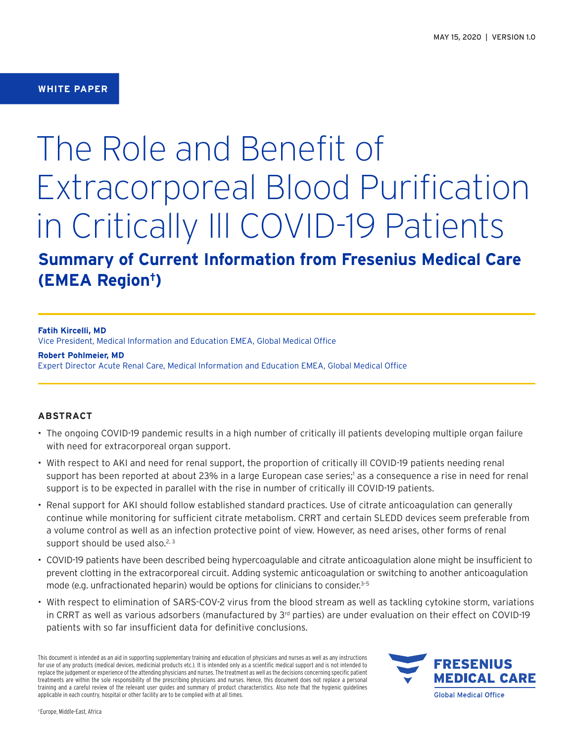MAY 15, 2020 | VERSION 1.0

**WHITE PAPER**

# The Role and Benefit of Extracorporeal Blood Purification in Critically Ill COVID-19 Patients

## Summary of Current Information from Fresenius Medical Care (EMEA Region†)

**Fatih Kircelli, MD**
Vice President, Medical Information and Education EMEA, Global Medical Office

**Robert Pohlmeier, MD**
Expert Director Acute Renal Care, Medical Information and Education EMEA, Global Medical Office

### ABSTRACT

- The ongoing COVID-19 pandemic results in a high number of critically ill patients developing multiple organ failure with need for extracorporeal organ support.
- With respect to AKI and need for renal support, the proportion of critically ill COVID-19 patients needing renal support has been reported at about 23% in a large European case series;[1] as a consequence a rise in need for renal support is to be expected in parallel with the rise in number of critically ill COVID-19 patients.
- Renal support for AKI should follow established standard practices. Use of citrate anticoagulation can generally continue while monitoring for sufficient citrate metabolism. CRRT and certain SLEDD devices seem preferable from a volume control as well as an infection protective point of view. However, as need arises, other forms of renal support should be used also.[2, 3]
- COVID-19 patients have been described being hypercoagulable and citrate anticoagulation alone might be insufficient to prevent clotting in the extracorporeal circuit. Adding systemic anticoagulation or switching to another anticoagulation mode (e.g. unfractionated heparin) would be options for clinicians to consider.[3–5]
- With respect to elimination of SARS-COV-2 virus from the blood stream as well as tackling cytokine storm, variations in CRRT as well as various adsorbers (manufactured by 3rd parties) are under evaluation on their effect on COVID-19 patients with so far insufficient data for definitive conclusions.

This document is intended as an aid in supporting supplementary training and education of physicians and nurses as well as any instructions for use of any products (medical devices, medicinial products etc.). It is intended only as a scientific medical support and is not intended to replace the judgement or experience of the attending physicians and nurses. The treatment as well as the decisions concerning specific patient treatments are within the sole responsibility of the prescribing physicians and nurses. Hence, this document does not replace a personal training and a careful review of the relevant user guides and summary of product characteristics. Also note that the hygienic guidelines applicable in each country, hospital or other facility are to be complied with at all times.

FRESENIUS MEDICAL CARE
Global Medical Office

† Europe, Middle-East, Africa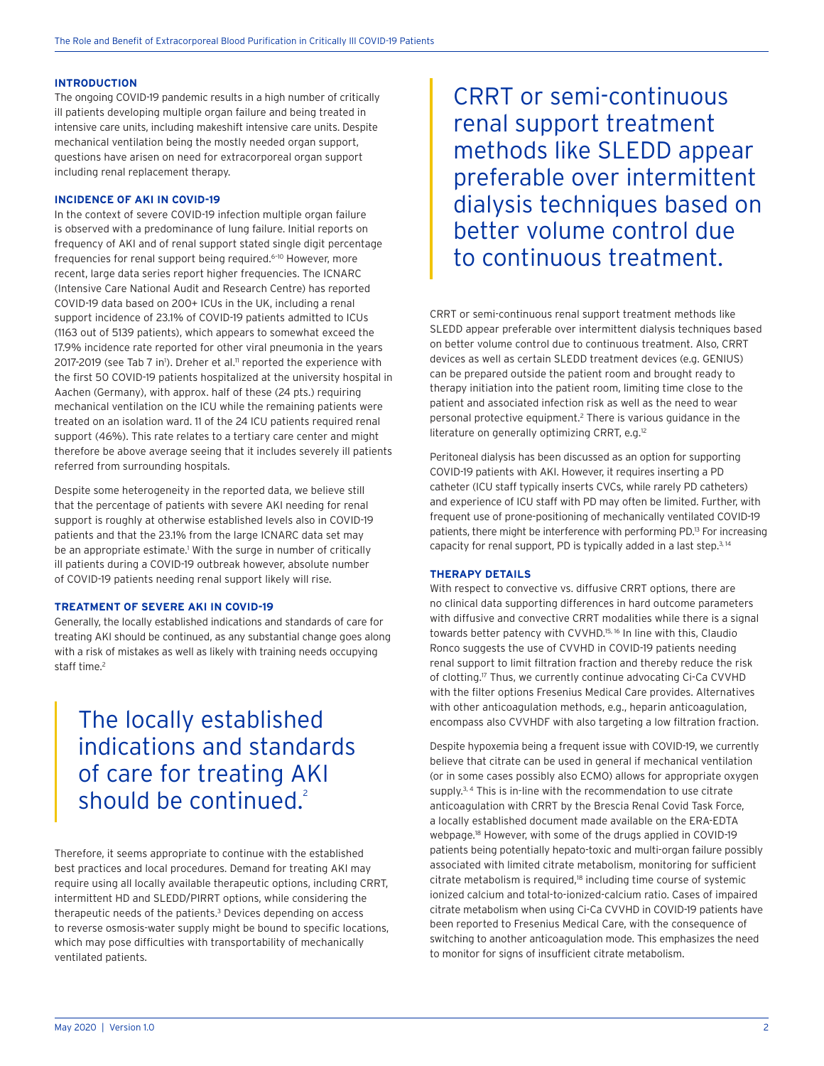## INTRODUCTION

The ongoing COVID-19 pandemic results in a high number of critically ill patients developing multiple organ failure and being treated in intensive care units, including makeshift intensive care units. Despite mechanical ventilation being the mostly needed organ support, questions have arisen on need for extracorporeal organ support including renal replacement therapy.

## INCIDENCE OF AKI IN COVID-19

In the context of severe COVID-19 infection multiple organ failure is observed with a predominance of lung failure. Initial reports on frequency of AKI and of renal support stated single digit percentage frequencies for renal support being required.[6–10] However, more recent, large data series report higher frequencies. The ICNARC (Intensive Care National Audit and Research Centre) has reported COVID-19 data based on 200+ ICUs in the UK, including a renal support incidence of 23.1% of COVID-19 patients admitted to ICUs (1163 out of 5139 patients), which appears to somewhat exceed the 17.9% incidence rate reported for other viral pneumonia in the years 2017-2019 (see Tab 7 in[1]). Dreher et al.[11] reported the experience with the first 50 COVID-19 patients hospitalized at the university hospital in Aachen (Germany), with approx. half of these (24 pts.) requiring mechanical ventilation on the ICU while the remaining patients were treated on an isolation ward. 11 of the 24 ICU patients required renal support (46%). This rate relates to a tertiary care center and might therefore be above average seeing that it includes severely ill patients referred from surrounding hospitals.

Despite some heterogeneity in the reported data, we believe still that the percentage of patients with severe AKI needing for renal support is roughly at otherwise established levels also in COVID-19 patients and that the 23.1% from the large ICNARC data set may be an appropriate estimate.[1] With the surge in number of critically ill patients during a COVID-19 outbreak however, absolute number of COVID-19 patients needing renal support likely will rise.

## TREATMENT OF SEVERE AKI IN COVID-19

Generally, the locally established indications and standards of care for treating AKI should be continued, as any substantial change goes along with a risk of mistakes as well as likely with training needs occupying staff time.[2]

> The locally established indications and standards of care for treating AKI should be continued.[2]

Therefore, it seems appropriate to continue with the established best practices and local procedures. Demand for treating AKI may require using all locally available therapeutic options, including CRRT, intermittent HD and SLEDD/PIRRT options, while considering the therapeutic needs of the patients.[3] Devices depending on access to reverse osmosis-water supply might be bound to specific locations, which may pose difficulties with transportability of mechanically ventilated patients.

> CRRT or semi-continuous renal support treatment methods like SLEDD appear preferable over intermittent dialysis techniques based on better volume control due to continuous treatment.

CRRT or semi-continuous renal support treatment methods like SLEDD appear preferable over intermittent dialysis techniques based on better volume control due to continuous treatment. Also, CRRT devices as well as certain SLEDD treatment devices (e.g. GENIUS) can be prepared outside the patient room and brought ready to therapy initiation into the patient room, limiting time close to the patient and associated infection risk as well as the need to wear personal protective equipment.[2] There is various guidance in the literature on generally optimizing CRRT, e.g.[12]

Peritoneal dialysis has been discussed as an option for supporting COVID-19 patients with AKI. However, it requires inserting a PD catheter (ICU staff typically inserts CVCs, while rarely PD catheters) and experience of ICU staff with PD may often be limited. Further, with frequent use of prone-positioning of mechanically ventilated COVID-19 patients, there might be interference with performing PD.[13] For increasing capacity for renal support, PD is typically added in a last step.[3,14]

## THERAPY DETAILS

With respect to convective vs. diffusive CRRT options, there are no clinical data supporting differences in hard outcome parameters with diffusive and convective CRRT modalities while there is a signal towards better patency with CVVHD.[15,16] In line with this, Claudio Ronco suggests the use of CVVHD in COVID-19 patients needing renal support to limit filtration fraction and thereby reduce the risk of clotting.[17] Thus, we currently continue advocating Ci-Ca CVVHD with the filter options Fresenius Medical Care provides. Alternatives with other anticoagulation methods, e.g., heparin anticoagulation, encompass also CVVHDF with also targeting a low filtration fraction.

Despite hypoxemia being a frequent issue with COVID-19, we currently believe that citrate can be used in general if mechanical ventilation (or in some cases possibly also ECMO) allows for appropriate oxygen supply.[3,4] This is in-line with the recommendation to use citrate anticoagulation with CRRT by the Brescia Renal Covid Task Force, a locally established document made available on the ERA-EDTA webpage.[18] However, with some of the drugs applied in COVID-19 patients being potentially hepato-toxic and multi-organ failure possibly associated with limited citrate metabolism, monitoring for sufficient citrate metabolism is required,[18] including time course of systemic ionized calcium and total-to-ionized-calcium ratio. Cases of impaired citrate metabolism when using Ci-Ca CVVHD in COVID-19 patients have been reported to Fresenius Medical Care, with the consequence of switching to another anticoagulation mode. This emphasizes the need to monitor for signs of insufficient citrate metabolism.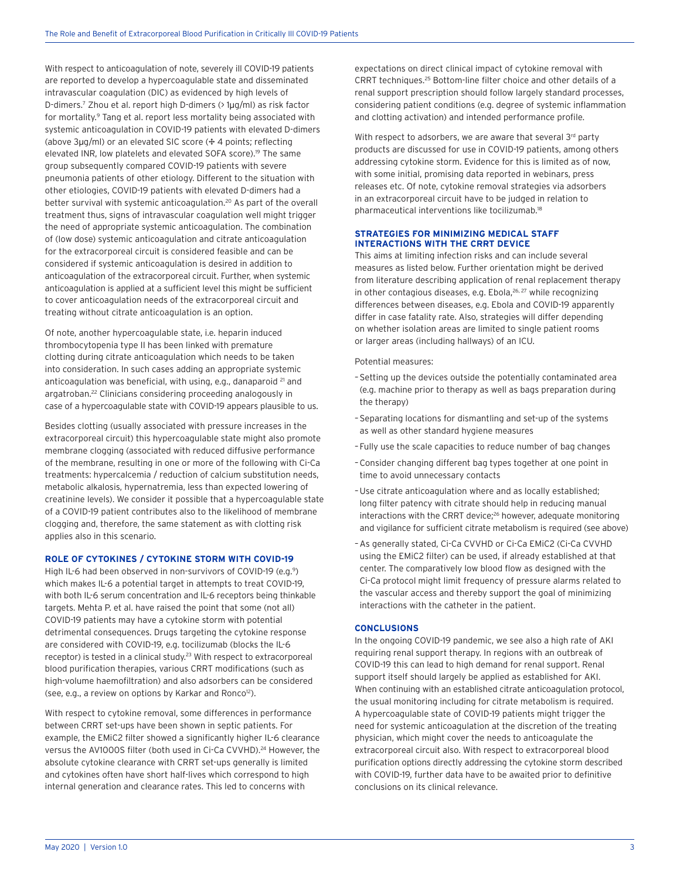With respect to anticoagulation of note, severely ill COVID-19 patients are reported to develop a hypercoagulable state and disseminated intravascular coagulation (DIC) as evidenced by high levels of D-dimers.[7] Zhou et al. report high D-dimers (> 1µg/ml) as risk factor for mortality.[9] Tang et al. report less mortality being associated with systemic anticoagulation in COVID-19 patients with elevated D-dimers (above 3µg/ml) or an elevated SIC score (≥ 4 points; reflecting elevated INR, low platelets and elevated SOFA score).[19] The same group subsequently compared COVID-19 patients with severe pneumonia patients of other etiology. Different to the situation with other etiologies, COVID-19 patients with elevated D-dimers had a better survival with systemic anticoagulation.[20] As part of the overall treatment thus, signs of intravascular coagulation well might trigger the need of appropriate systemic anticoagulation. The combination of (low dose) systemic anticoagulation and citrate anticoagulation for the extracorporeal circuit is considered feasible and can be considered if systemic anticoagulation is desired in addition to anticoagulation of the extracorporeal circuit. Further, when systemic anticoagulation is applied at a sufficient level this might be sufficient to cover anticoagulation needs of the extracorporeal circuit and treating without citrate anticoagulation is an option.

Of note, another hypercoagulable state, i.e. heparin induced thrombocytopenia type II has been linked with premature clotting during citrate anticoagulation which needs to be taken into consideration. In such cases adding an appropriate systemic anticoagulation was beneficial, with using, e.g., danaparoid [21] and argatroban.[22] Clinicians considering proceeding analogously in case of a hypercoagulable state with COVID-19 appears plausible to us.

Besides clotting (usually associated with pressure increases in the extracorporeal circuit) this hypercoagulable state might also promote membrane clogging (associated with reduced diffusive performance of the membrane, resulting in one or more of the following with Ci-Ca treatments: hypercalcemia / reduction of calcium substitution needs, metabolic alkalosis, hypernatremia, less than expected lowering of creatinine levels). We consider it possible that a hypercoagulable state of a COVID-19 patient contributes also to the likelihood of membrane clogging and, therefore, the same statement as with clotting risk applies also in this scenario.

## ROLE OF CYTOKINES / CYTOKINE STORM WITH COVID-19

High IL-6 had been observed in non-survivors of COVID-19 (e.g.[9]) which makes IL-6 a potential target in attempts to treat COVID-19, with both IL-6 serum concentration and IL-6 receptors being thinkable targets. Mehta P. et al. have raised the point that some (not all) COVID-19 patients may have a cytokine storm with potential detrimental consequences. Drugs targeting the cytokine response are considered with COVID-19, e.g. tocilizumab (blocks the IL-6 receptor) is tested in a clinical study.[23] With respect to extracorporeal blood purification therapies, various CRRT modifications (such as high-volume haemofiltration) and also adsorbers can be considered (see, e.g., a review on options by Karkar and Ronco[12]).

With respect to cytokine removal, some differences in performance between CRRT set-ups have been shown in septic patients. For example, the EMiC2 filter showed a significantly higher IL-6 clearance versus the AV1000S filter (both used in Ci-Ca CVVHD).[24] However, the absolute cytokine clearance with CRRT set-ups generally is limited and cytokines often have short half-lives which correspond to high internal generation and clearance rates. This led to concerns with expectations on direct clinical impact of cytokine removal with CRRT techniques.[25] Bottom-line filter choice and other details of a renal support prescription should follow largely standard processes, considering patient conditions (e.g. degree of systemic inflammation and clotting activation) and intended performance profile.

With respect to adsorbers, we are aware that several 3rd party products are discussed for use in COVID-19 patients, among others addressing cytokine storm. Evidence for this is limited as of now, with some initial, promising data reported in webinars, press releases etc. Of note, cytokine removal strategies via adsorbers in an extracorporeal circuit have to be judged in relation to pharmaceutical interventions like tocilizumab.[18]

## STRATEGIES FOR MINIMIZING MEDICAL STAFF INTERACTIONS WITH THE CRRT DEVICE

This aims at limiting infection risks and can include several measures as listed below. Further orientation might be derived from literature describing application of renal replacement therapy in other contagious diseases, e.g. Ebola,[26, 27] while recognizing differences between diseases, e.g. Ebola and COVID-19 apparently differ in case fatality rate. Also, strategies will differ depending on whether isolation areas are limited to single patient rooms or larger areas (including hallways) of an ICU.

Potential measures:

- Setting up the devices outside the potentially contaminated area (e.g. machine prior to therapy as well as bags preparation during the therapy)
- Separating locations for dismantling and set-up of the systems as well as other standard hygiene measures
- Fully use the scale capacities to reduce number of bag changes
- Consider changing different bag types together at one point in time to avoid unnecessary contacts
- Use citrate anticoagulation where and as locally established; long filter patency with citrate should help in reducing manual interactions with the CRRT device;[26] however, adequate monitoring and vigilance for sufficient citrate metabolism is required (see above)
- As generally stated, Ci-Ca CVVHD or Ci-Ca EMiC2 (Ci-Ca CVVHD using the EMiC2 filter) can be used, if already established at that center. The comparatively low blood flow as designed with the Ci-Ca protocol might limit frequency of pressure alarms related to the vascular access and thereby support the goal of minimizing interactions with the catheter in the patient.

## CONCLUSIONS

In the ongoing COVID-19 pandemic, we see also a high rate of AKI requiring renal support therapy. In regions with an outbreak of COVID-19 this can lead to high demand for renal support. Renal support itself should largely be applied as established for AKI. When continuing with an established citrate anticoagulation protocol, the usual monitoring including for citrate metabolism is required. A hypercoagulable state of COVID-19 patients might trigger the need for systemic anticoagulation at the discretion of the treating physician, which might cover the needs to anticoagulate the extracorporeal circuit also. With respect to extracorporeal blood purification options directly addressing the cytokine storm described with COVID-19, further data have to be awaited prior to definitive conclusions on its clinical relevance.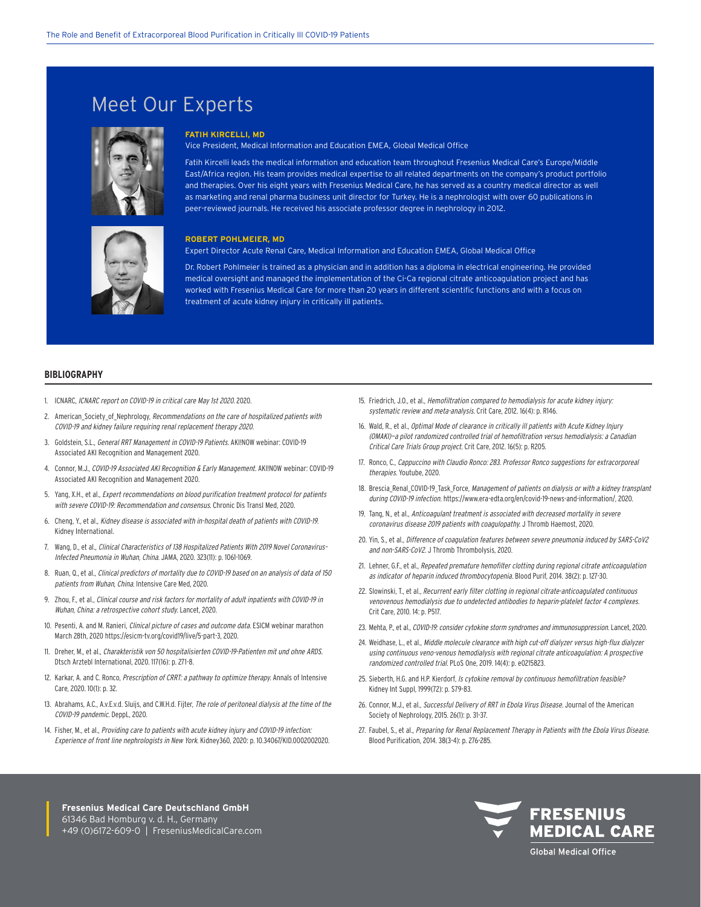# Meet Our Experts

**FATIH KIRCELLI, MD**

Vice President, Medical Information and Education EMEA, Global Medical Office

Fatih Kircelli leads the medical information and education team throughout Fresenius Medical Care's Europe/Middle East/Africa region. His team provides medical expertise to all related departments on the company's product portfolio and therapies. Over his eight years with Fresenius Medical Care, he has served as a country medical director as well as marketing and renal pharma business unit director for Turkey. He is a nephrologist with over 60 publications in peer-reviewed journals. He received his associate professor degree in nephrology in 2012.

**ROBERT POHLMEIER, MD**

Expert Director Acute Renal Care, Medical Information and Education EMEA, Global Medical Office

Dr. Robert Pohlmeier is trained as a physician and in addition has a diploma in electrical engineering. He provided medical oversight and managed the implementation of the Ci-Ca regional citrate anticoagulation project and has worked with Fresenius Medical Care for more than 20 years in different scientific functions and with a focus on treatment of acute kidney injury in critically ill patients.

## BIBLIOGRAPHY

1. ICNARC, *ICNARC report on COVID-19 in critical care May 1st 2020*. 2020.
2. American_Society_of_Nephrology, *Recommendations on the care of hospitalized patients with COVID-19 and kidney failure requiring renal replacement therapy 2020.*
3. Goldstein, S.L., *General RRT Management in COVID-19 Patients*. AKI!NOW webinar: COVID-19 Associated AKI Recognition and Management 2020.
4. Connor, M.J., *COVID-19 Associated AKI Recognition & Early Management*. AKI!NOW webinar: COVID-19 Associated AKI Recognition and Management 2020.
5. Yang, X.H., et al., *Expert recommendations on blood purification treatment protocol for patients with severe COVID-19: Recommendation and consensus*. Chronic Dis Transl Med, 2020.
6. Cheng, Y., et al., *Kidney disease is associated with in-hospital death of patients with COVID-19*. Kidney International.
7. Wang, D., et al., *Clinical Characteristics of 138 Hospitalized Patients With 2019 Novel Coronavirus-Infected Pneumonia in Wuhan, China*. JAMA, 2020. 323(11): p. 1061-1069.
8. Ruan, Q., et al., *Clinical predictors of mortality due to COVID-19 based on an analysis of data of 150 patients from Wuhan, China*. Intensive Care Med, 2020.
9. Zhou, F., et al., *Clinical course and risk factors for mortality of adult inpatients with COVID-19 in Wuhan, China: a retrospective cohort study*. Lancet, 2020.
10. Pesenti, A. and M. Ranieri, *Clinical picture of cases and outcome data*. ESICM webinar marathon March 28th, 2020 https://esicm-tv.org/covid19/live/5-part-3, 2020.
11. Dreher, M., et al., *Charakteristik von 50 hospitalisierten COVID-19-Patienten mit und ohne ARDS*. Dtsch Arztebl International, 2020. 117(16): p. 271-8.
12. Karkar, A. and C. Ronco, *Prescription of CRRT: a pathway to optimize therapy*. Annals of Intensive Care, 2020. 10(1): p. 32.
13. Abrahams, A.C., A.v.E.v.d. Sluijs, and C.W.H.d. Fijter, *The role of peritoneal dialysis at the time of the COVID-19 pandemic*. DeppL, 2020.
14. Fisher, M., et al., *Providing care to patients with acute kidney injury and COVID-19 infection: Experience of front line nephrologists in New York*. Kidney360, 2020: p. 10.34067/KID.0002002020.
15. Friedrich, J.O., et al., *Hemofiltration compared to hemodialysis for acute kidney injury: systematic review and meta-analysis*. Crit Care, 2012. 16(4): p. R146.
16. Wald, R., et al., *Optimal Mode of clearance in critically ill patients with Acute Kidney Injury (OMAKI)--a pilot randomized controlled trial of hemofiltration versus hemodialysis: a Canadian Critical Care Trials Group project*. Crit Care, 2012. 16(5): p. R205.
17. Ronco, C., *Cappuccino with Claudio Ronco: 283. Professor Ronco suggestions for extracorporeal therapies*. Youtube, 2020.
18. Brescia_Renal_COVID-19_Task_Force, *Management of patients on dialysis or with a kidney transplant during COVID-19 infection*. https://www.era-edta.org/en/covid-19-news-and-information/, 2020.
19. Tang, N., et al., *Anticoagulant treatment is associated with decreased mortality in severe coronavirus disease 2019 patients with coagulopathy*. J Thromb Haemost, 2020.
20. Yin, S., et al., *Difference of coagulation features between severe pneumonia induced by SARS-CoV2 and non-SARS-CoV2*. J Thromb Thrombolysis, 2020.
21. Lehner, G.F., et al., *Repeated premature hemofilter clotting during regional citrate anticoagulation as indicator of heparin induced thrombocytopenia*. Blood Purif, 2014. 38(2): p. 127-30.
22. Slowinski, T., et al., *Recurrent early filter clotting in regional citrate-anticoagulated continuous venovenous hemodialysis due to undetected antibodies to heparin-platelet factor 4 complexes*. Crit Care, 2010. 14: p. P517.
23. Mehta, P., et al., *COVID-19: consider cytokine storm syndromes and immunosuppression*. Lancet, 2020.
24. Weidhase, L., et al., *Middle molecule clearance with high cut-off dialyzer versus high-flux dialyzer using continuous veno-venous hemodialysis with regional citrate anticoagulation: A prospective randomized controlled trial*. PLoS One, 2019. 14(4): p. e0215823.
25. Sieberth, H.G. and H.P. Kierdorf, *Is cytokine removal by continuous hemofiltration feasible?* Kidney Int Suppl, 1999(72): p. S79-83.
26. Connor, M.J., et al., *Successful Delivery of RRT in Ebola Virus Disease*. Journal of the American Society of Nephrology, 2015. 26(1): p. 31-37.
27. Faubel, S., et al., *Preparing for Renal Replacement Therapy in Patients with the Ebola Virus Disease*. Blood Purification, 2014. 38(3-4): p. 276-285.

**Fresenius Medical Care Deutschland GmbH**
61346 Bad Homburg v. d. H., Germany
+49 (0)6172-609-0 | FreseniusMedicalCare.com

FRESENIUS MEDICAL CARE
Global Medical Office